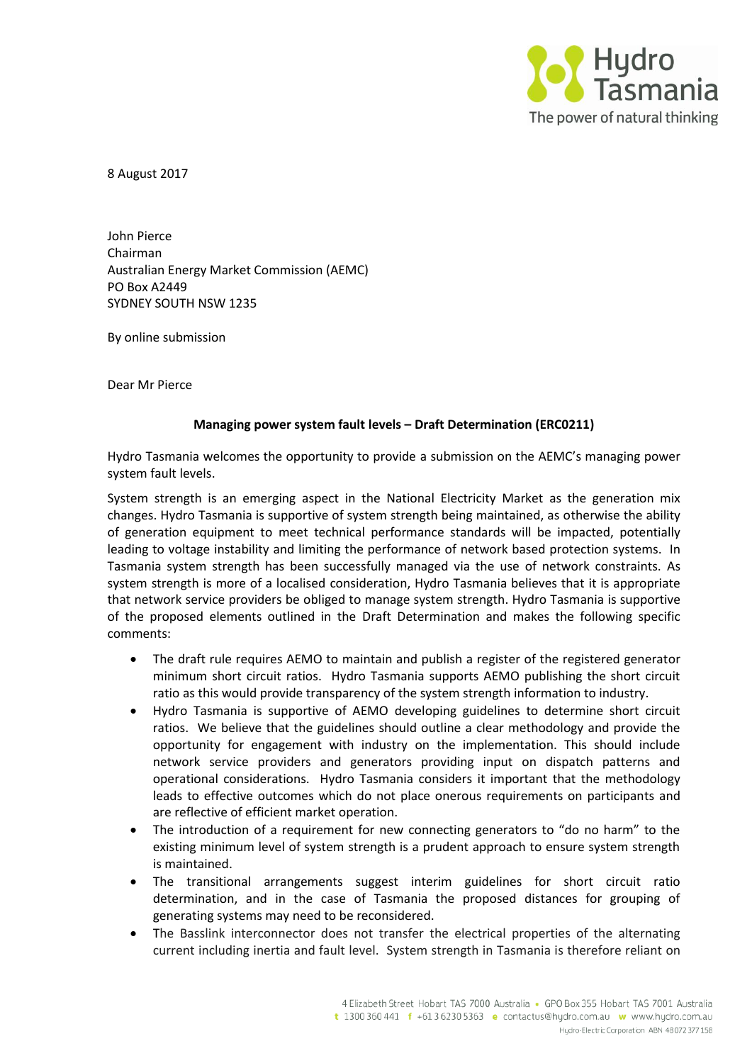8 August 2017

John Pierce
Chairman
Australian Energy Market Commission (AEMC)
PO Box A2449
SYDNEY SOUTH NSW 1235

By online submission

Dear Mr Pierce

**Managing power system fault levels – Draft Determination (ERC0211)**

Hydro Tasmania welcomes the opportunity to provide a submission on the AEMC's managing power system fault levels.

System strength is an emerging aspect in the National Electricity Market as the generation mix changes. Hydro Tasmania is supportive of system strength being maintained, as otherwise the ability of generation equipment to meet technical performance standards will be impacted, potentially leading to voltage instability and limiting the performance of network based protection systems. In Tasmania system strength has been successfully managed via the use of network constraints. As system strength is more of a localised consideration, Hydro Tasmania believes that it is appropriate that network service providers be obliged to manage system strength. Hydro Tasmania is supportive of the proposed elements outlined in the Draft Determination and makes the following specific comments:

- The draft rule requires AEMO to maintain and publish a register of the registered generator minimum short circuit ratios. Hydro Tasmania supports AEMO publishing the short circuit ratio as this would provide transparency of the system strength information to industry.
- Hydro Tasmania is supportive of AEMO developing guidelines to determine short circuit ratios. We believe that the guidelines should outline a clear methodology and provide the opportunity for engagement with industry on the implementation. This should include network service providers and generators providing input on dispatch patterns and operational considerations. Hydro Tasmania considers it important that the methodology leads to effective outcomes which do not place onerous requirements on participants and are reflective of efficient market operation.
- The introduction of a requirement for new connecting generators to "do no harm" to the existing minimum level of system strength is a prudent approach to ensure system strength is maintained.
- The transitional arrangements suggest interim guidelines for short circuit ratio determination, and in the case of Tasmania the proposed distances for grouping of generating systems may need to be reconsidered.
- The Basslink interconnector does not transfer the electrical properties of the alternating current including inertia and fault level. System strength in Tasmania is therefore reliant on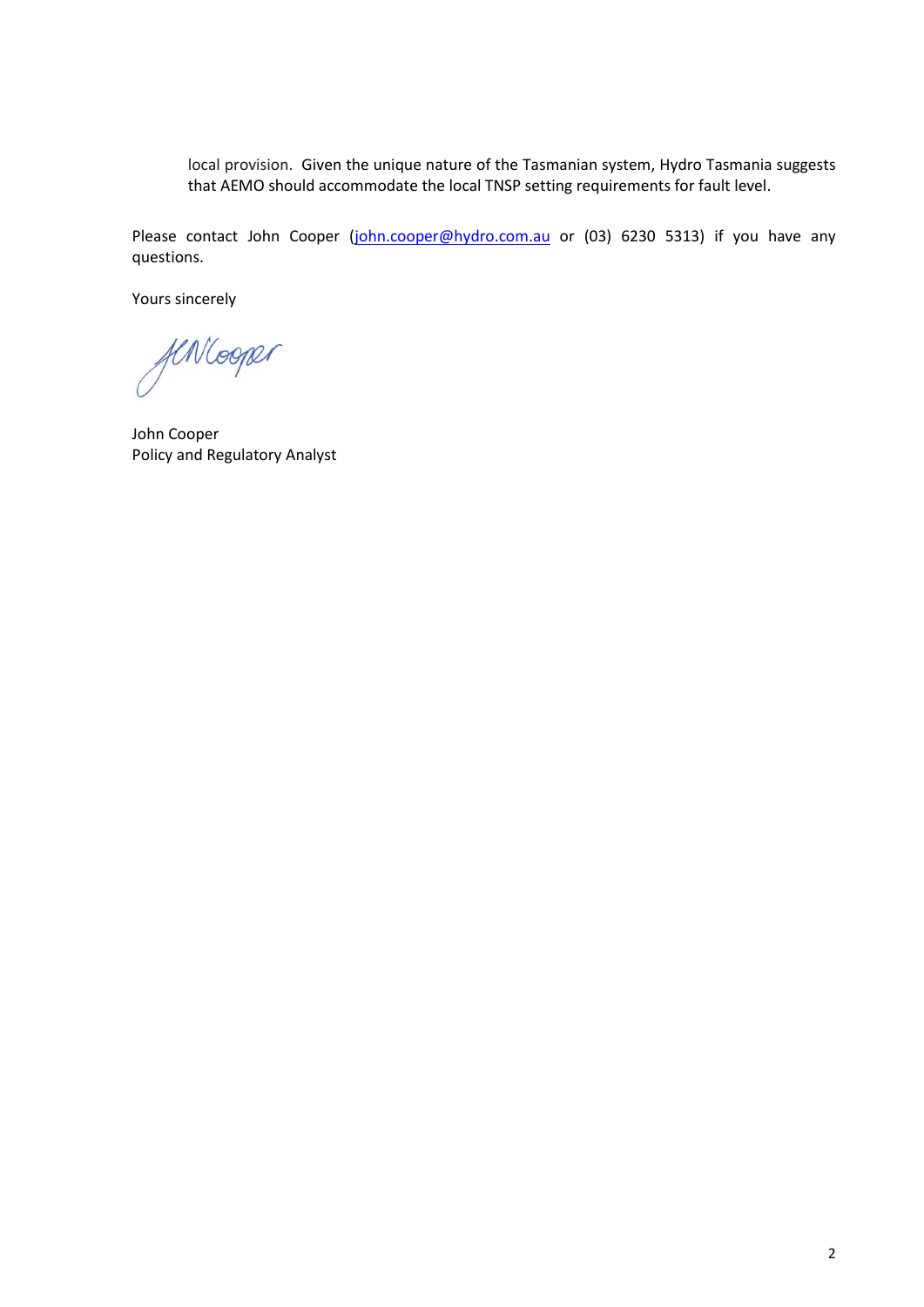local provision. Given the unique nature of the Tasmanian system, Hydro Tasmania suggests that AEMO should accommodate the local TNSP setting requirements for fault level.

Please contact John Cooper (john.cooper@hydro.com.au or (03) 6230 5313) if you have any questions.

Yours sincerely

John Cooper
Policy and Regulatory Analyst